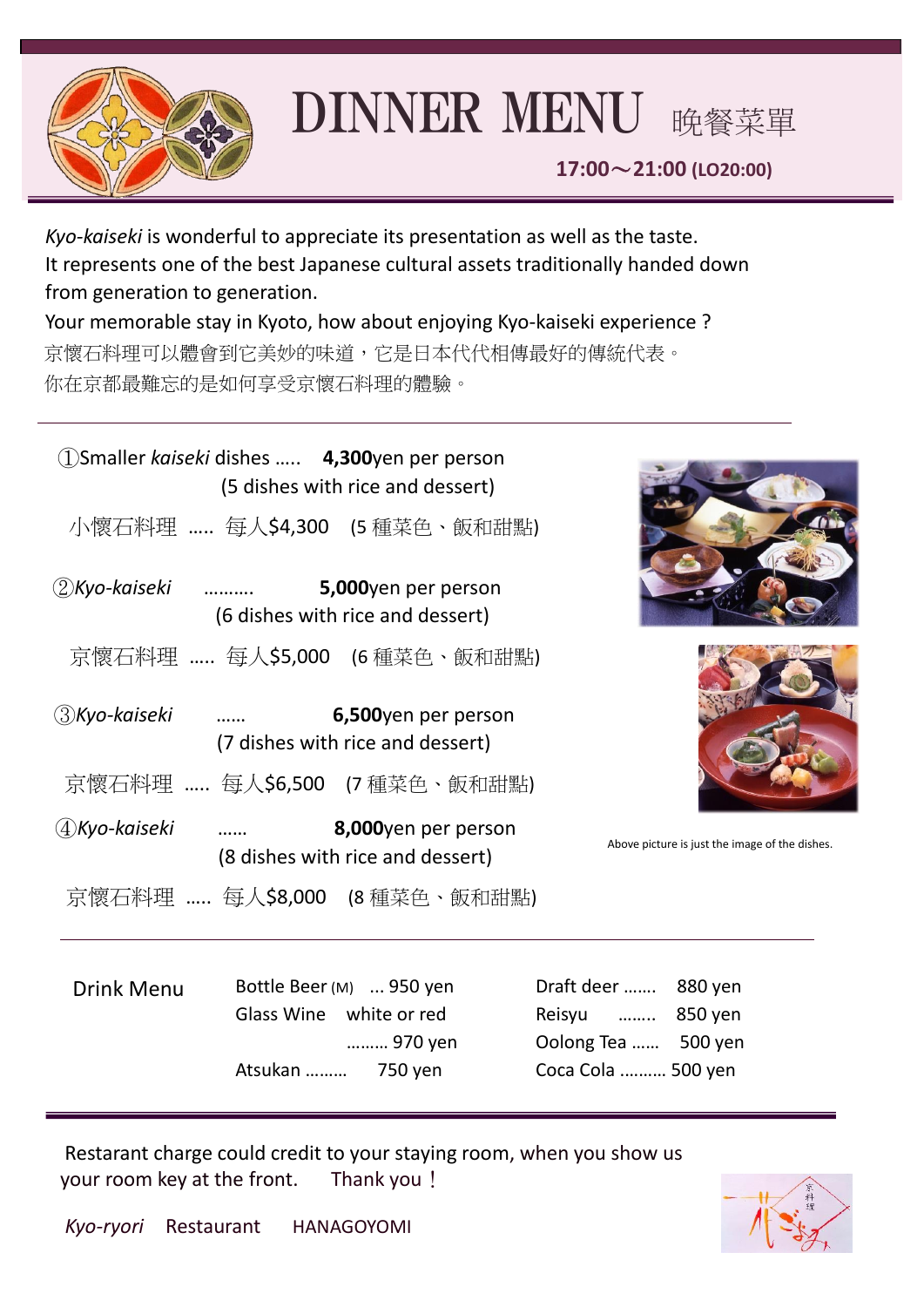# DINNER MENU 晩餐菜單

**17:00～21:00 (LO20:00)**

*Kyo-kaiseki* is wonderful to appreciate its presentation as well as the taste.
It represents one of the best Japanese cultural assets traditionally handed down from generation to generation.
Your memorable stay in Kyoto, how about enjoying Kyo-kaiseki experience ?
京懷石料理可以體會到它美妙的味道，它是日本代代相傳最好的傳統代表。
你在京都最難忘的是如何享受京懷石料理的體驗。

---

①Smaller *kaiseki* dishes ….. **4,300**yen per person
(5 dishes with rice and dessert)

小懷石料理 ….. 每人$4,300 (5 種菜色、飯和甜點)

②*Kyo-kaiseki* ………. **5,000**yen per person
(6 dishes with rice and dessert)

京懷石料理 ….. 每人$5,000 (6 種菜色、飯和甜點)

③*Kyo-kaiseki* …… **6,500**yen per person
(7 dishes with rice and dessert)

京懷石料理 ….. 每人$6,500 (7 種菜色、飯和甜點)

④*Kyo-kaiseki* …… **8,000**yen per person
(8 dishes with rice and dessert)

京懷石料理 ….. 每人$8,000 (8 種菜色、飯和甜點)

Above picture is just the image of the dishes.

---

Drink Menu

| | |
|---|---|
| Bottle Beer (M) ... 950 yen | Draft deer ……. 880 yen |
| Glass Wine white or red ……… 970 yen | Reisyu …….. 850 yen |
| | Oolong Tea …… 500 yen |
| Atsukan ……… 750 yen | Coca Cola ………. 500 yen |

---

Restarant charge could credit to your staying room, when you show us your room key at the front. Thank you！

*Kyo-ryori* Restaurant HANAGOYOMI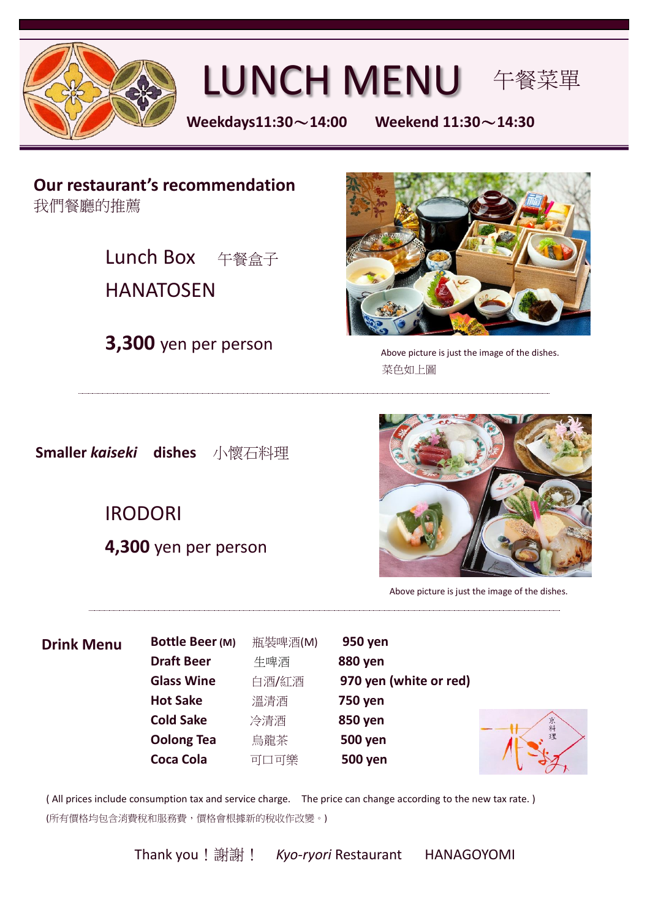# LUNCH MENU　午餐菜單

**Weekdays11:30～14:00　　Weekend 11:30～14:30**

## Our restaurant's recommendation
我們餐廳的推薦

Lunch Box　午餐盒子

HANATOSEN

**3,300** yen per person

Above picture is just the image of the dishes.
菜色如上圖

## Smaller *kaiseki* dishes　小懷石料理

IRODORI

**4,300** yen per person

Above picture is just the image of the dishes.

## Drink Menu

| | | |
|---|---|---|
| **Bottle Beer (M)** | 瓶裝啤酒(M) | **950 yen** |
| **Draft Beer** | 生啤酒 | **880 yen** |
| **Glass Wine** | 白酒/紅酒 | **970 yen (white or red)** |
| **Hot Sake** | 溫清酒 | **750 yen** |
| **Cold Sake** | 冷清酒 | **850 yen** |
| **Oolong Tea** | 烏龍茶 | **500 yen** |
| **Coca Cola** | 可口可樂 | **500 yen** |

京料理 花ごよみ

( All prices include consumption tax and service charge.　The price can change according to the new tax rate. )
(所有價格均包含消費稅和服務費，價格會根據新的稅收作改變。)

Thank you！謝謝！　*Kyo-ryori* Restaurant　HANAGOYOMI